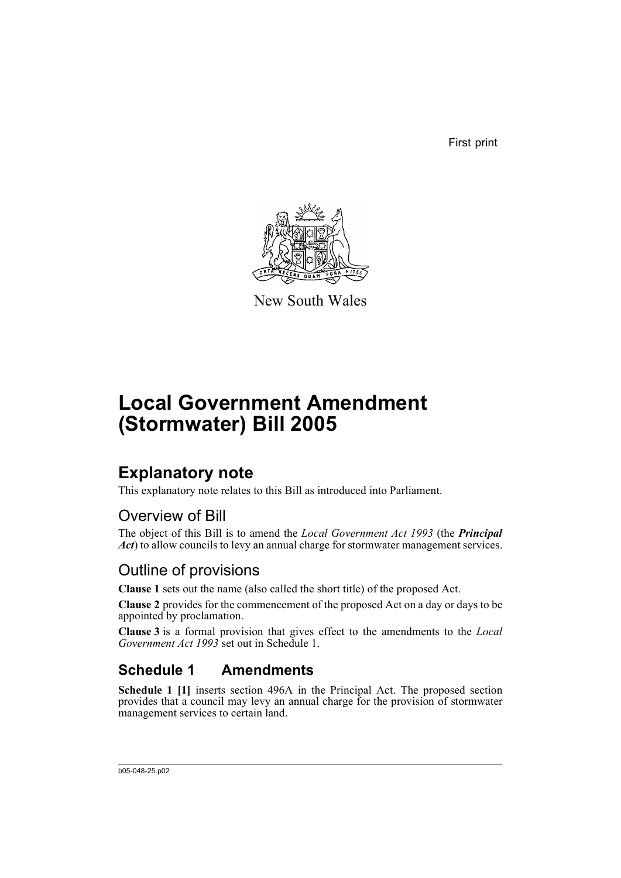First print

New South Wales

# Local Government Amendment (Stormwater) Bill 2005

## Explanatory note

This explanatory note relates to this Bill as introduced into Parliament.

### Overview of Bill

The object of this Bill is to amend the *Local Government Act 1993* (the ***Principal Act***) to allow councils to levy an annual charge for stormwater management services.

### Outline of provisions

**Clause 1** sets out the name (also called the short title) of the proposed Act.

**Clause 2** provides for the commencement of the proposed Act on a day or days to be appointed by proclamation.

**Clause 3** is a formal provision that gives effect to the amendments to the *Local Government Act 1993* set out in Schedule 1.

### Schedule 1 Amendments

**Schedule 1 [1]** inserts section 496A in the Principal Act. The proposed section provides that a council may levy an annual charge for the provision of stormwater management services to certain land.

b05-048-25.p02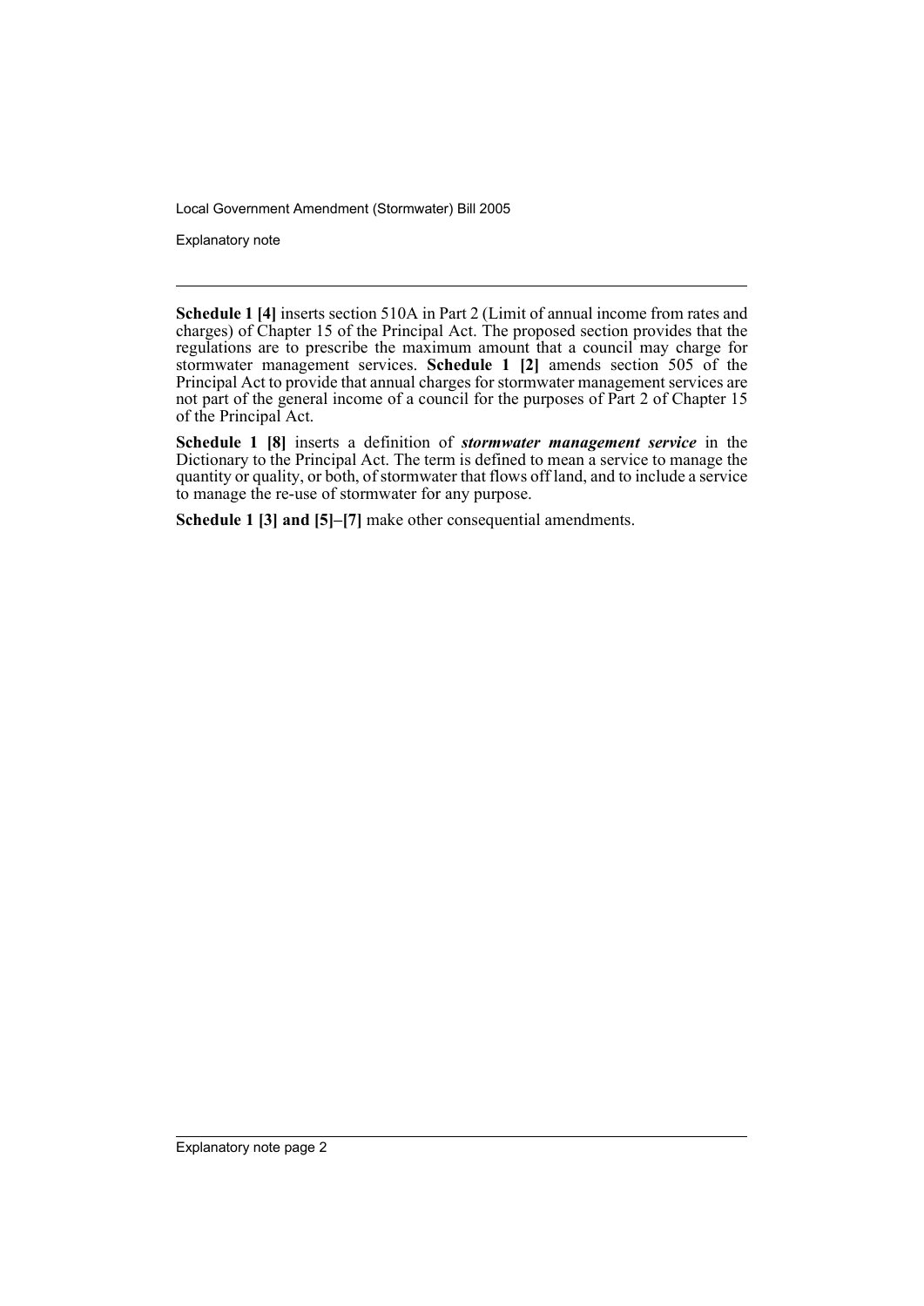**Schedule 1 [4]** inserts section 510A in Part 2 (Limit of annual income from rates and charges) of Chapter 15 of the Principal Act. The proposed section provides that the regulations are to prescribe the maximum amount that a council may charge for stormwater management services. **Schedule 1 [2]** amends section 505 of the Principal Act to provide that annual charges for stormwater management services are not part of the general income of a council for the purposes of Part 2 of Chapter 15 of the Principal Act.

**Schedule 1 [8]** inserts a definition of ***stormwater management service*** in the Dictionary to the Principal Act. The term is defined to mean a service to manage the quantity or quality, or both, of stormwater that flows off land, and to include a service to manage the re-use of stormwater for any purpose.

**Schedule 1 [3] and [5]–[7]** make other consequential amendments.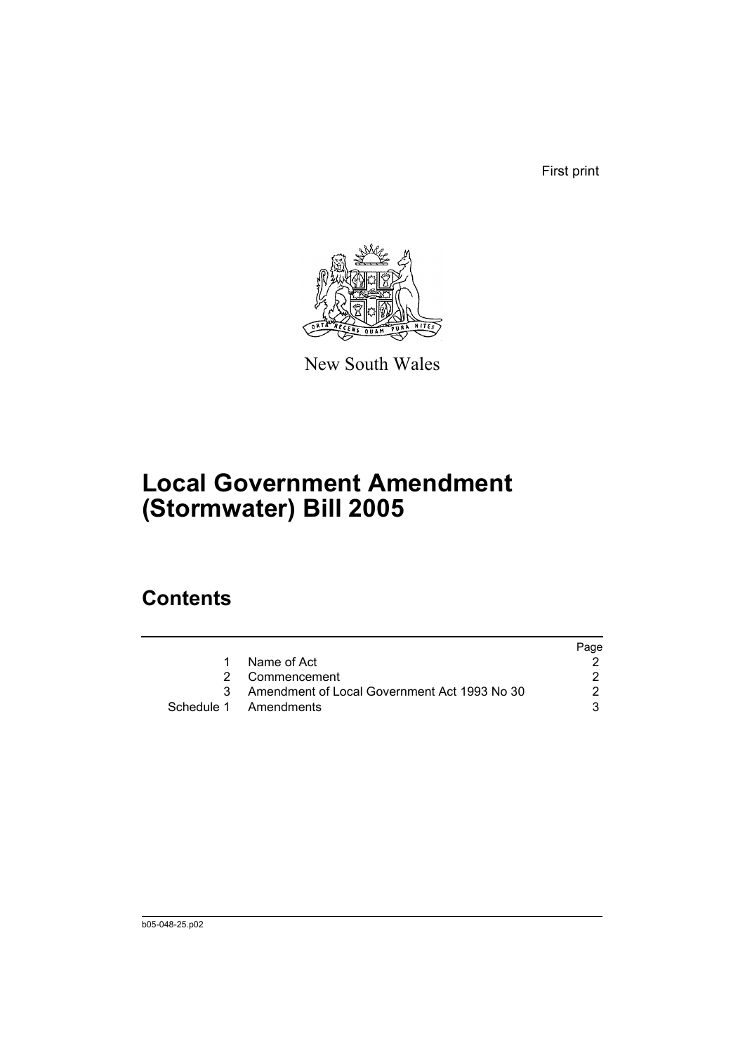First print

New South Wales

# Local Government Amendment (Stormwater) Bill 2005

## Contents

| | | Page |
|---|---|---|
| 1 | Name of Act | 2 |
| 2 | Commencement | 2 |
| 3 | Amendment of Local Government Act 1993 No 30 | 2 |
| Schedule 1 | Amendments | 3 |

b05-048-25.p02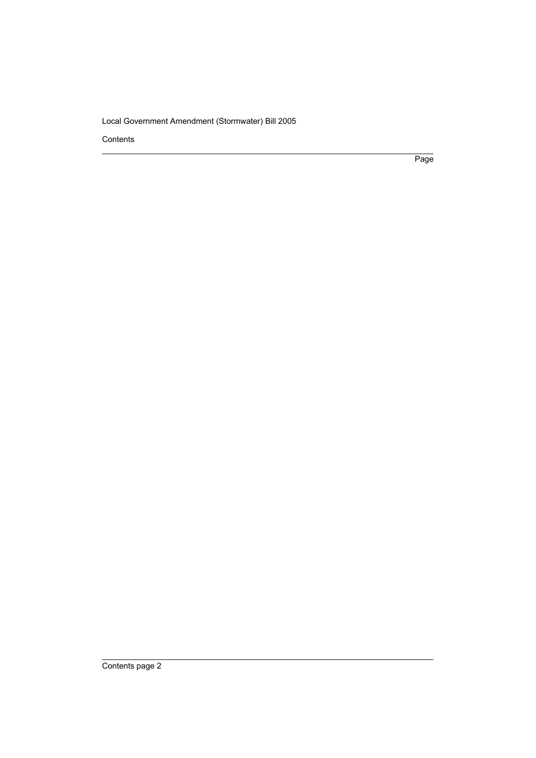Contents

Page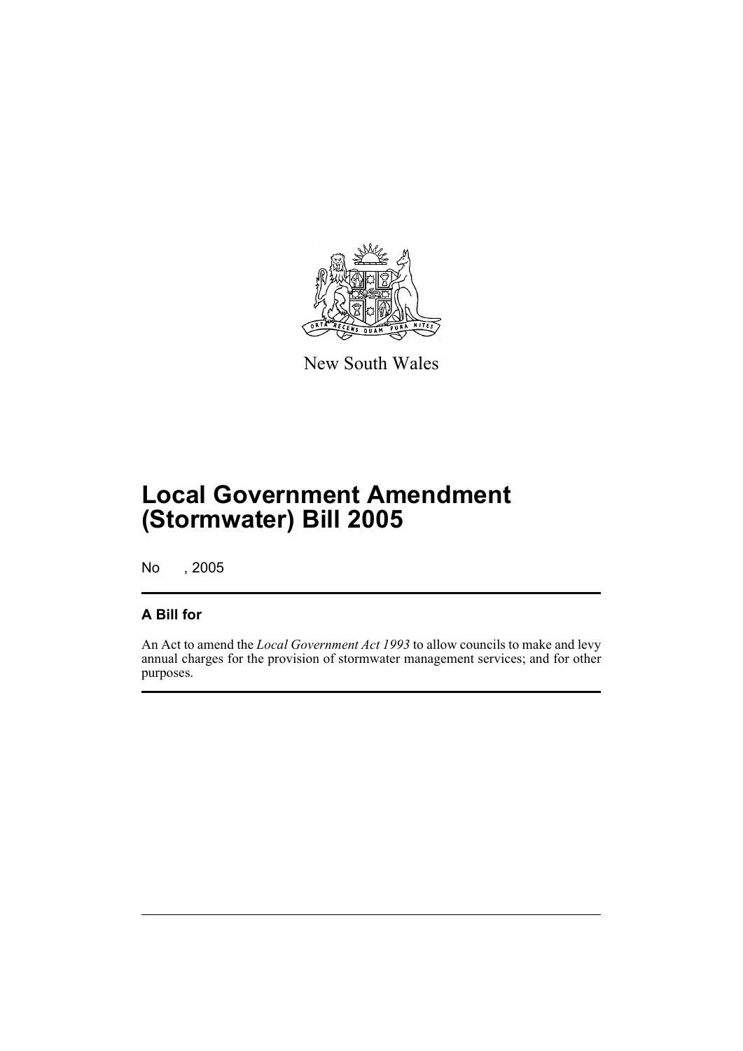New South Wales

# Local Government Amendment (Stormwater) Bill 2005

No , 2005

## A Bill for

An Act to amend the *Local Government Act 1993* to allow councils to make and levy annual charges for the provision of stormwater management services; and for other purposes.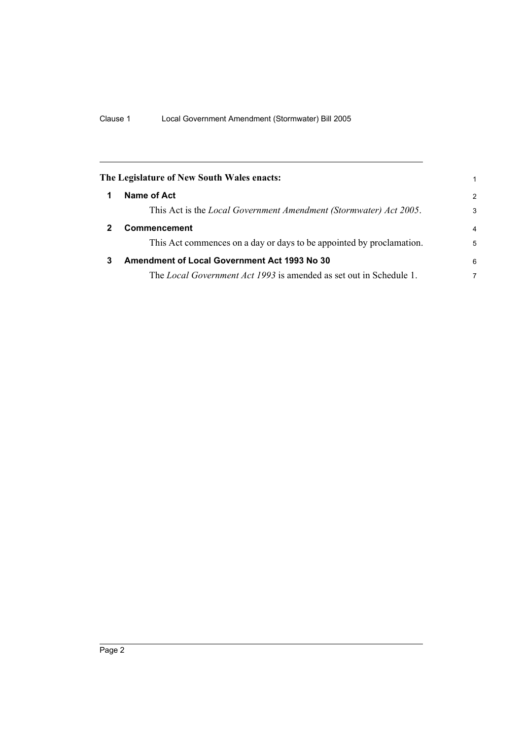**The Legislature of New South Wales enacts:**

## 1 Name of Act

This Act is the *Local Government Amendment (Stormwater) Act 2005*.

## 2 Commencement

This Act commences on a day or days to be appointed by proclamation.

## 3 Amendment of Local Government Act 1993 No 30

The *Local Government Act 1993* is amended as set out in Schedule 1.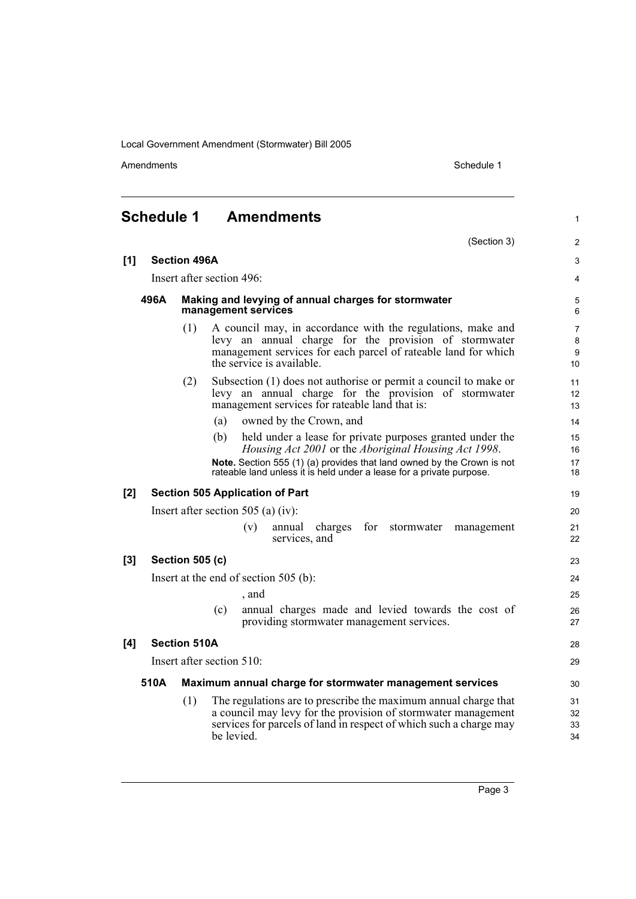# Schedule 1 Amendments

(Section 3)

## [1] Section 496A

Insert after section 496:

### 496A Making and levying of annual charges for stormwater management services

(1) A council may, in accordance with the regulations, make and levy an annual charge for the provision of stormwater management services for each parcel of rateable land for which the service is available.

(2) Subsection (1) does not authorise or permit a council to make or levy an annual charge for the provision of stormwater management services for rateable land that is:

(a) owned by the Crown, and

(b) held under a lease for private purposes granted under the *Housing Act 2001* or the *Aboriginal Housing Act 1998*.

**Note.** Section 555 (1) (a) provides that land owned by the Crown is not rateable land unless it is held under a lease for a private purpose.

## [2] Section 505 Application of Part

Insert after section 505 (a) (iv):

(v) annual charges for stormwater management services, and

## [3] Section 505 (c)

Insert at the end of section 505 (b):

, and

(c) annual charges made and levied towards the cost of providing stormwater management services.

## [4] Section 510A

Insert after section 510:

### 510A Maximum annual charge for stormwater management services

(1) The regulations are to prescribe the maximum annual charge that a council may levy for the provision of stormwater management services for parcels of land in respect of which such a charge may be levied.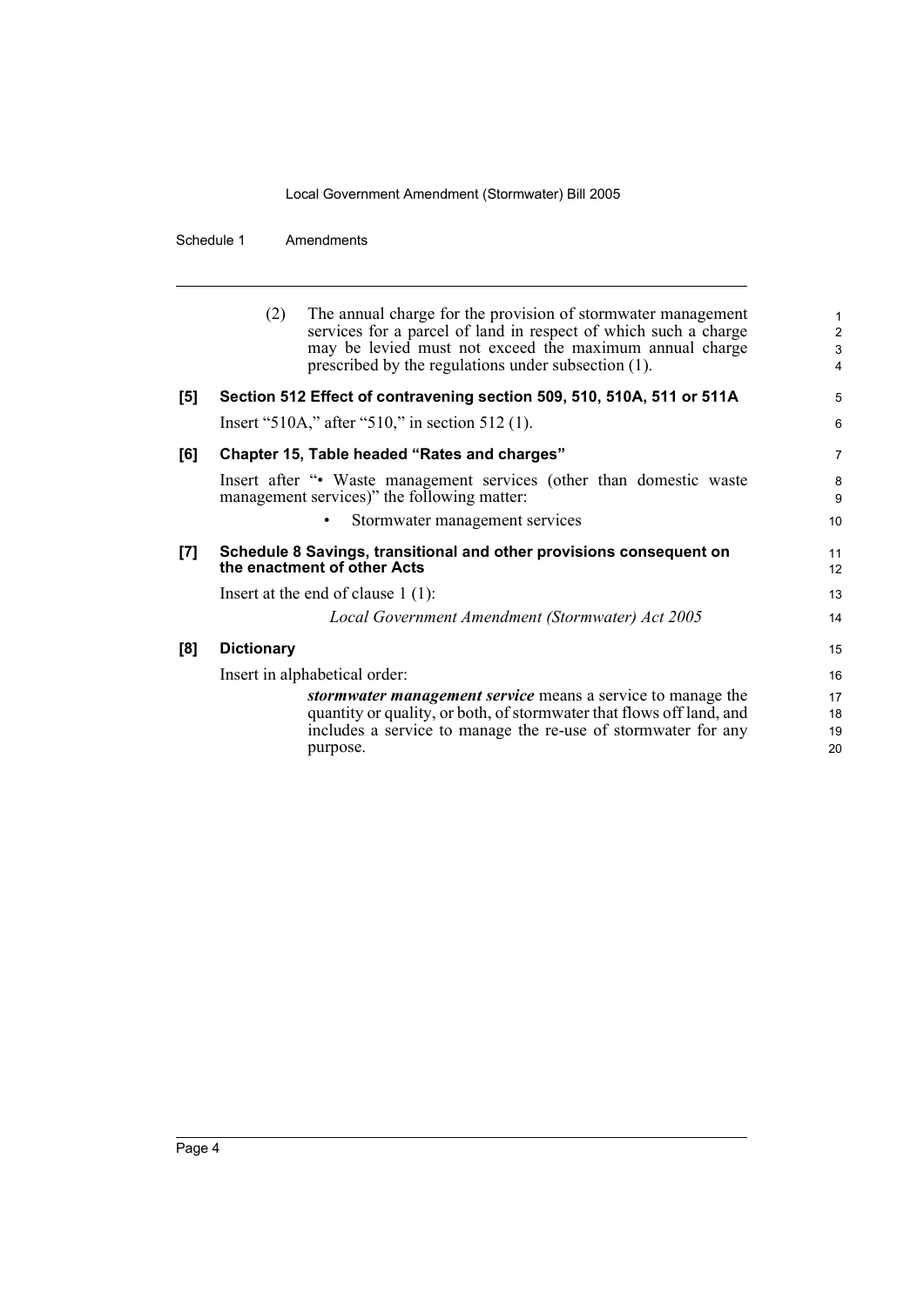(2) The annual charge for the provision of stormwater management services for a parcel of land in respect of which such a charge may be levied must not exceed the maximum annual charge prescribed by the regulations under subsection (1).

**[5] Section 512 Effect of contravening section 509, 510, 510A, 511 or 511A**

Insert "510A," after "510," in section 512 (1).

**[6] Chapter 15, Table headed "Rates and charges"**

Insert after "• Waste management services (other than domestic waste management services)" the following matter:

- Stormwater management services

**[7] Schedule 8 Savings, transitional and other provisions consequent on the enactment of other Acts**

Insert at the end of clause 1 (1):

*Local Government Amendment (Stormwater) Act 2005*

**[8] Dictionary**

Insert in alphabetical order:

***stormwater management service*** means a service to manage the quantity or quality, or both, of stormwater that flows off land, and includes a service to manage the re-use of stormwater for any purpose.